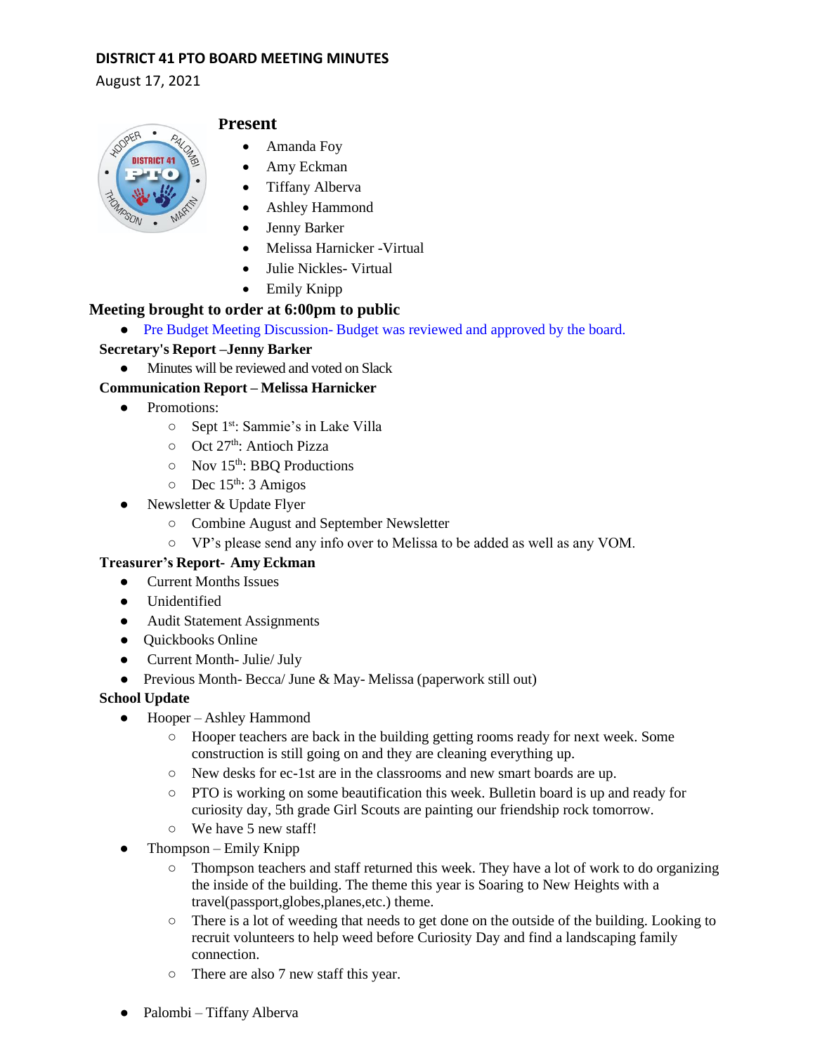# DISTRICT 41 PTO BOARD MEETING MINUTES

August 17, 2021

## Present

- Amanda Foy
- Amy Eckman
- Tiffany Alberva
- Ashley Hammond
- Jenny Barker
- Melissa Harnicker -Virtual
- Julie Nickles- Virtual
- Emily Knipp

## Meeting brought to order at 6:00pm to public

- Pre Budget Meeting Discussion- Budget was reviewed and approved by the board.

### Secretary's Report –Jenny Barker

- Minutes will be reviewed and voted on Slack

### Communication Report – Melissa Harnicker

- Promotions:
  - Sept 1st: Sammie's in Lake Villa
  - Oct 27th: Antioch Pizza
  - Nov 15th: BBQ Productions
  - Dec 15th: 3 Amigos
- Newsletter & Update Flyer
  - Combine August and September Newsletter
  - VP's please send any info over to Melissa to be added as well as any VOM.

### Treasurer's Report- Amy Eckman

- Current Months Issues
- Unidentified
- Audit Statement Assignments
- Quickbooks Online
- Current Month- Julie/ July
- Previous Month- Becca/ June & May- Melissa (paperwork still out)

### School Update

- Hooper – Ashley Hammond
  - Hooper teachers are back in the building getting rooms ready for next week. Some construction is still going on and they are cleaning everything up.
  - New desks for ec-1st are in the classrooms and new smart boards are up.
  - PTO is working on some beautification this week. Bulletin board is up and ready for curiosity day, 5th grade Girl Scouts are painting our friendship rock tomorrow.
  - We have 5 new staff!
- Thompson – Emily Knipp
  - Thompson teachers and staff returned this week. They have a lot of work to do organizing the inside of the building. The theme this year is Soaring to New Heights with a travel(passport,globes,planes,etc.) theme.
  - There is a lot of weeding that needs to get done on the outside of the building. Looking to recruit volunteers to help weed before Curiosity Day and find a landscaping family connection.
  - There are also 7 new staff this year.
- Palombi – Tiffany Alberva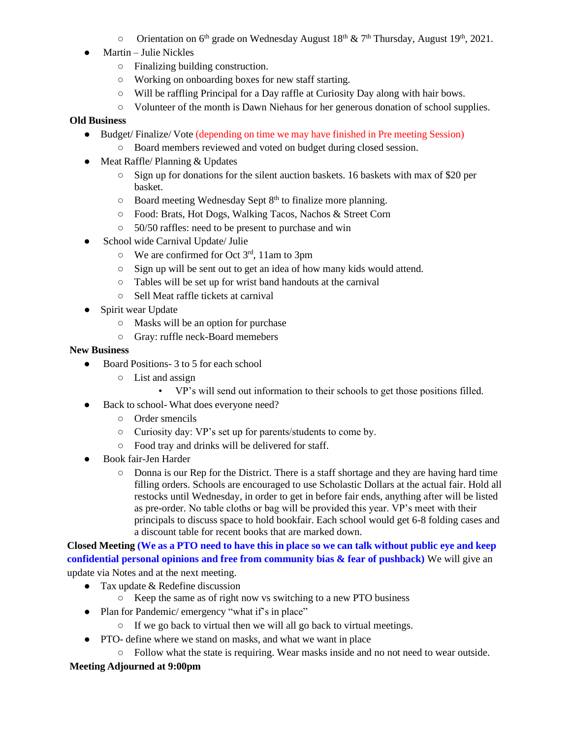- Orientation on 6th grade on Wednesday August 18th & 7th Thursday, August 19th, 2021.
- Martin – Julie Nickles
  - Finalizing building construction.
  - Working on onboarding boxes for new staff starting.
  - Will be raffling Principal for a Day raffle at Curiosity Day along with hair bows.
  - Volunteer of the month is Dawn Niehaus for her generous donation of school supplies.

**Old Business**

- Budget/ Finalize/ Vote (depending on time we may have finished in Pre meeting Session)
  - Board members reviewed and voted on budget during closed session.
- Meat Raffle/ Planning & Updates
  - Sign up for donations for the silent auction baskets. 16 baskets with max of $20 per basket.
  - Board meeting Wednesday Sept 8th to finalize more planning.
  - Food: Brats, Hot Dogs, Walking Tacos, Nachos & Street Corn
  - 50/50 raffles: need to be present to purchase and win
- School wide Carnival Update/ Julie
  - We are confirmed for Oct 3rd, 11am to 3pm
  - Sign up will be sent out to get an idea of how many kids would attend.
  - Tables will be set up for wrist band handouts at the carnival
  - Sell Meat raffle tickets at carnival
- Spirit wear Update
  - Masks will be an option for purchase
  - Gray: ruffle neck-Board memebers

**New Business**

- Board Positions- 3 to 5 for each school
  - List and assign
    - VP's will send out information to their schools to get those positions filled.
- Back to school- What does everyone need?
  - Order smencils
  - Curiosity day: VP's set up for parents/students to come by.
  - Food tray and drinks will be delivered for staff.
- Book fair-Jen Harder
  - Donna is our Rep for the District. There is a staff shortage and they are having hard time filling orders. Schools are encouraged to use Scholastic Dollars at the actual fair. Hold all restocks until Wednesday, in order to get in before fair ends, anything after will be listed as pre-order. No table cloths or bag will be provided this year. VP's meet with their principals to discuss space to hold bookfair. Each school would get 6-8 folding cases and a discount table for recent books that are marked down.

**Closed Meeting (We as a PTO need to have this in place so we can talk without public eye and keep confidential personal opinions and free from community bias & fear of pushback)** We will give an update via Notes and at the next meeting.

- Tax update & Redefine discussion
  - Keep the same as of right now vs switching to a new PTO business
- Plan for Pandemic/ emergency "what if's in place"
  - If we go back to virtual then we will all go back to virtual meetings.
- PTO- define where we stand on masks, and what we want in place
  - Follow what the state is requiring. Wear masks inside and no not need to wear outside.

**Meeting Adjourned at 9:00pm**